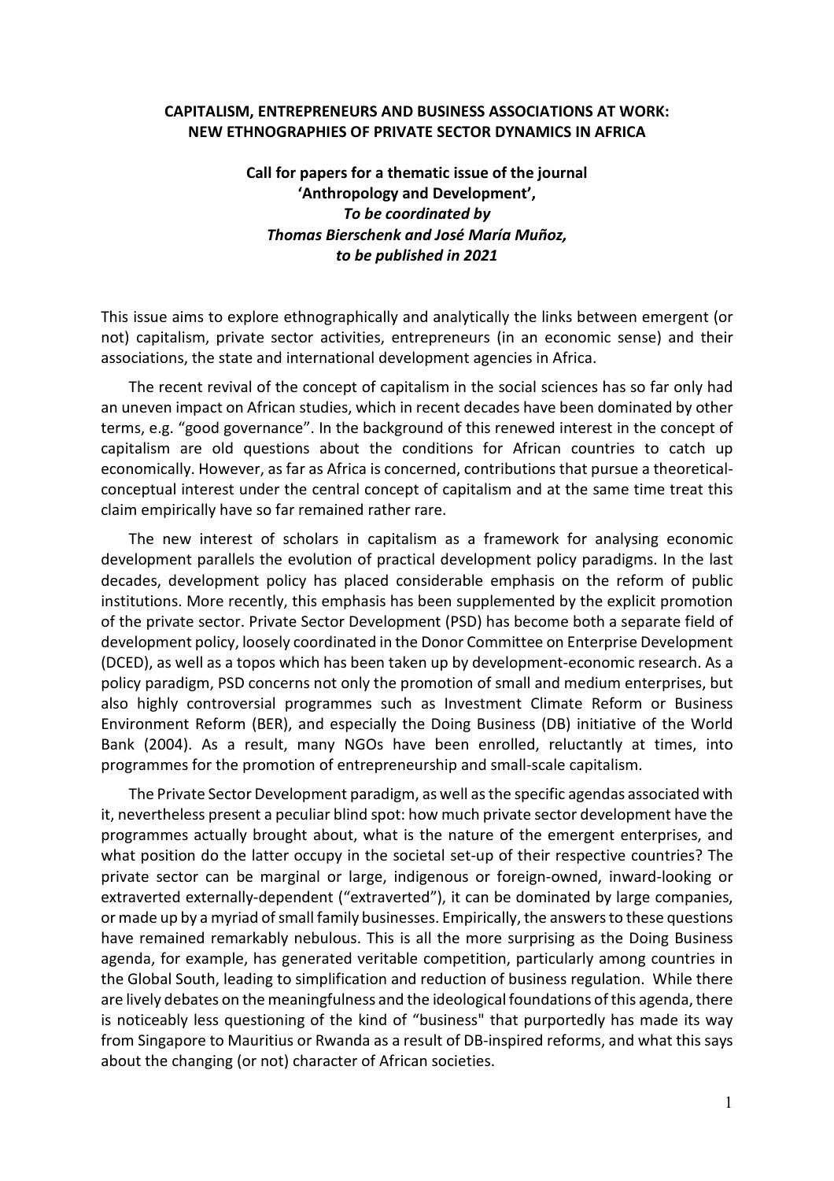**CAPITALISM, ENTREPRENEURS AND BUSINESS ASSOCIATIONS AT WORK: NEW ETHNOGRAPHIES OF PRIVATE SECTOR DYNAMICS IN AFRICA**

**Call for papers for a thematic issue of the journal 'Anthropology and Development',**
***To be coordinated by***
***Thomas Bierschenk and José María Muñoz,***
***to be published in 2021***

This issue aims to explore ethnographically and analytically the links between emergent (or not) capitalism, private sector activities, entrepreneurs (in an economic sense) and their associations, the state and international development agencies in Africa.

The recent revival of the concept of capitalism in the social sciences has so far only had an uneven impact on African studies, which in recent decades have been dominated by other terms, e.g. "good governance". In the background of this renewed interest in the concept of capitalism are old questions about the conditions for African countries to catch up economically. However, as far as Africa is concerned, contributions that pursue a theoretical-conceptual interest under the central concept of capitalism and at the same time treat this claim empirically have so far remained rather rare.

The new interest of scholars in capitalism as a framework for analysing economic development parallels the evolution of practical development policy paradigms. In the last decades, development policy has placed considerable emphasis on the reform of public institutions. More recently, this emphasis has been supplemented by the explicit promotion of the private sector. Private Sector Development (PSD) has become both a separate field of development policy, loosely coordinated in the Donor Committee on Enterprise Development (DCED), as well as a topos which has been taken up by development-economic research. As a policy paradigm, PSD concerns not only the promotion of small and medium enterprises, but also highly controversial programmes such as Investment Climate Reform or Business Environment Reform (BER), and especially the Doing Business (DB) initiative of the World Bank (2004). As a result, many NGOs have been enrolled, reluctantly at times, into programmes for the promotion of entrepreneurship and small-scale capitalism.

The Private Sector Development paradigm, as well as the specific agendas associated with it, nevertheless present a peculiar blind spot: how much private sector development have the programmes actually brought about, what is the nature of the emergent enterprises, and what position do the latter occupy in the societal set-up of their respective countries? The private sector can be marginal or large, indigenous or foreign-owned, inward-looking or extraverted externally-dependent ("extraverted"), it can be dominated by large companies, or made up by a myriad of small family businesses. Empirically, the answers to these questions have remained remarkably nebulous. This is all the more surprising as the Doing Business agenda, for example, has generated veritable competition, particularly among countries in the Global South, leading to simplification and reduction of business regulation. While there are lively debates on the meaningfulness and the ideological foundations of this agenda, there is noticeably less questioning of the kind of "business" that purportedly has made its way from Singapore to Mauritius or Rwanda as a result of DB-inspired reforms, and what this says about the changing (or not) character of African societies.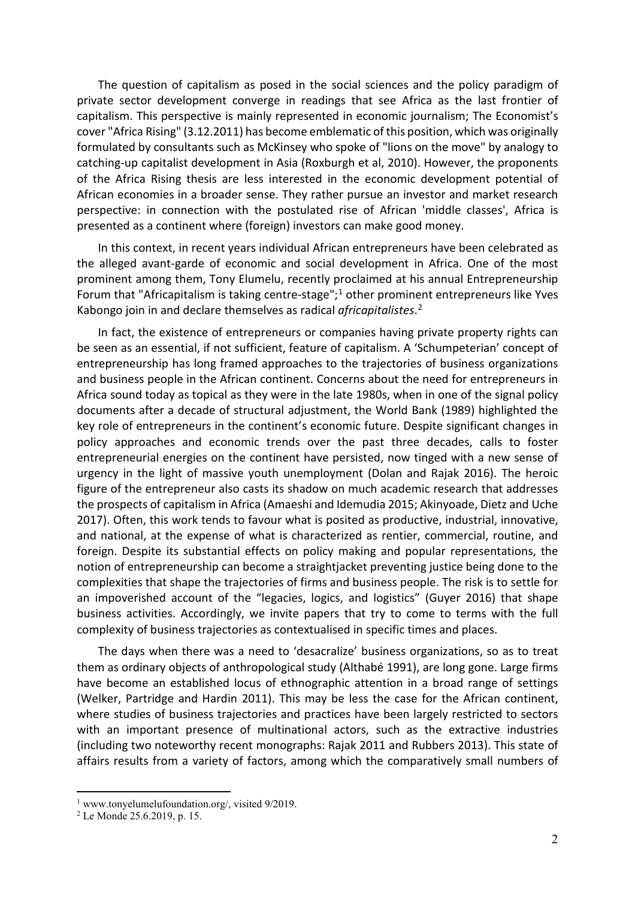The question of capitalism as posed in the social sciences and the policy paradigm of private sector development converge in readings that see Africa as the last frontier of capitalism. This perspective is mainly represented in economic journalism; The Economist's cover "Africa Rising" (3.12.2011) has become emblematic of this position, which was originally formulated by consultants such as McKinsey who spoke of "lions on the move" by analogy to catching-up capitalist development in Asia (Roxburgh et al, 2010). However, the proponents of the Africa Rising thesis are less interested in the economic development potential of African economies in a broader sense. They rather pursue an investor and market research perspective: in connection with the postulated rise of African 'middle classes', Africa is presented as a continent where (foreign) investors can make good money.

In this context, in recent years individual African entrepreneurs have been celebrated as the alleged avant-garde of economic and social development in Africa. One of the most prominent among them, Tony Elumelu, recently proclaimed at his annual Entrepreneurship Forum that "Africapitalism is taking centre-stage";[1] other prominent entrepreneurs like Yves Kabongo join in and declare themselves as radical *africapitalistes*.[2]

In fact, the existence of entrepreneurs or companies having private property rights can be seen as an essential, if not sufficient, feature of capitalism. A 'Schumpeterian' concept of entrepreneurship has long framed approaches to the trajectories of business organizations and business people in the African continent. Concerns about the need for entrepreneurs in Africa sound today as topical as they were in the late 1980s, when in one of the signal policy documents after a decade of structural adjustment, the World Bank (1989) highlighted the key role of entrepreneurs in the continent's economic future. Despite significant changes in policy approaches and economic trends over the past three decades, calls to foster entrepreneurial energies on the continent have persisted, now tinged with a new sense of urgency in the light of massive youth unemployment (Dolan and Rajak 2016). The heroic figure of the entrepreneur also casts its shadow on much academic research that addresses the prospects of capitalism in Africa (Amaeshi and Idemudia 2015; Akinyoade, Dietz and Uche 2017). Often, this work tends to favour what is posited as productive, industrial, innovative, and national, at the expense of what is characterized as rentier, commercial, routine, and foreign. Despite its substantial effects on policy making and popular representations, the notion of entrepreneurship can become a straightjacket preventing justice being done to the complexities that shape the trajectories of firms and business people. The risk is to settle for an impoverished account of the "legacies, logics, and logistics" (Guyer 2016) that shape business activities. Accordingly, we invite papers that try to come to terms with the full complexity of business trajectories as contextualised in specific times and places.

The days when there was a need to 'desacralize' business organizations, so as to treat them as ordinary objects of anthropological study (Althabé 1991), are long gone. Large firms have become an established locus of ethnographic attention in a broad range of settings (Welker, Partridge and Hardin 2011). This may be less the case for the African continent, where studies of business trajectories and practices have been largely restricted to sectors with an important presence of multinational actors, such as the extractive industries (including two noteworthy recent monographs: Rajak 2011 and Rubbers 2013). This state of affairs results from a variety of factors, among which the comparatively small numbers of

---

[1] www.tonyelumelufoundation.org/, visited 9/2019.

[2] Le Monde 25.6.2019, p. 15.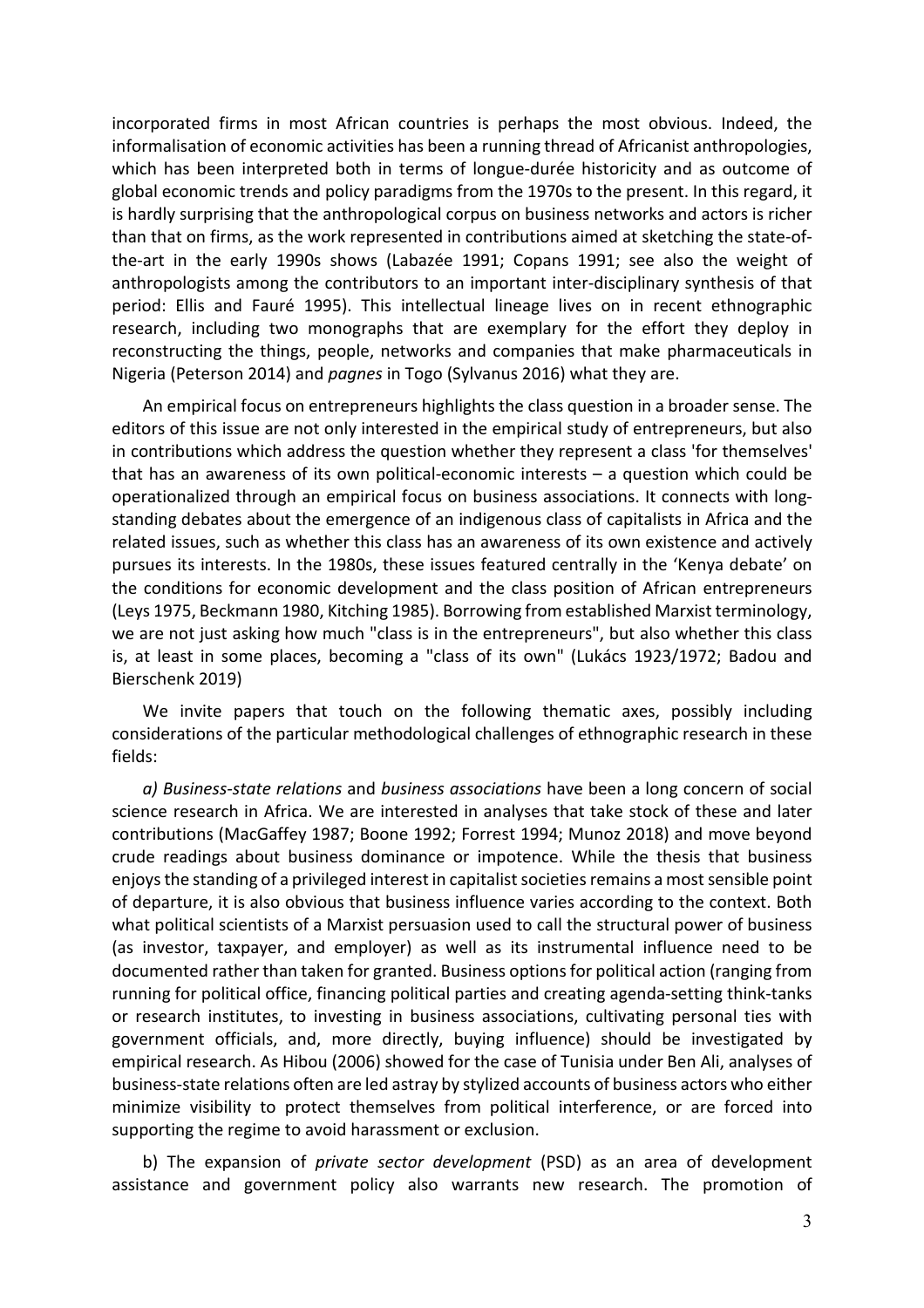incorporated firms in most African countries is perhaps the most obvious. Indeed, the informalisation of economic activities has been a running thread of Africanist anthropologies, which has been interpreted both in terms of longue-durée historicity and as outcome of global economic trends and policy paradigms from the 1970s to the present. In this regard, it is hardly surprising that the anthropological corpus on business networks and actors is richer than that on firms, as the work represented in contributions aimed at sketching the state-of-the-art in the early 1990s shows (Labazée 1991; Copans 1991; see also the weight of anthropologists among the contributors to an important inter-disciplinary synthesis of that period: Ellis and Fauré 1995). This intellectual lineage lives on in recent ethnographic research, including two monographs that are exemplary for the effort they deploy in reconstructing the things, people, networks and companies that make pharmaceuticals in Nigeria (Peterson 2014) and *pagnes* in Togo (Sylvanus 2016) what they are.

An empirical focus on entrepreneurs highlights the class question in a broader sense. The editors of this issue are not only interested in the empirical study of entrepreneurs, but also in contributions which address the question whether they represent a class 'for themselves' that has an awareness of its own political-economic interests – a question which could be operationalized through an empirical focus on business associations. It connects with long-standing debates about the emergence of an indigenous class of capitalists in Africa and the related issues, such as whether this class has an awareness of its own existence and actively pursues its interests. In the 1980s, these issues featured centrally in the 'Kenya debate' on the conditions for economic development and the class position of African entrepreneurs (Leys 1975, Beckmann 1980, Kitching 1985). Borrowing from established Marxist terminology, we are not just asking how much "class is in the entrepreneurs", but also whether this class is, at least in some places, becoming a "class of its own" (Lukács 1923/1972; Badou and Bierschenk 2019)

We invite papers that touch on the following thematic axes, possibly including considerations of the particular methodological challenges of ethnographic research in these fields:

*a) Business-state relations* and *business associations* have been a long concern of social science research in Africa. We are interested in analyses that take stock of these and later contributions (MacGaffey 1987; Boone 1992; Forrest 1994; Munoz 2018) and move beyond crude readings about business dominance or impotence. While the thesis that business enjoys the standing of a privileged interest in capitalist societies remains a most sensible point of departure, it is also obvious that business influence varies according to the context. Both what political scientists of a Marxist persuasion used to call the structural power of business (as investor, taxpayer, and employer) as well as its instrumental influence need to be documented rather than taken for granted. Business options for political action (ranging from running for political office, financing political parties and creating agenda-setting think-tanks or research institutes, to investing in business associations, cultivating personal ties with government officials, and, more directly, buying influence) should be investigated by empirical research. As Hibou (2006) showed for the case of Tunisia under Ben Ali, analyses of business-state relations often are led astray by stylized accounts of business actors who either minimize visibility to protect themselves from political interference, or are forced into supporting the regime to avoid harassment or exclusion.

b) The expansion of *private sector development* (PSD) as an area of development assistance and government policy also warrants new research. The promotion of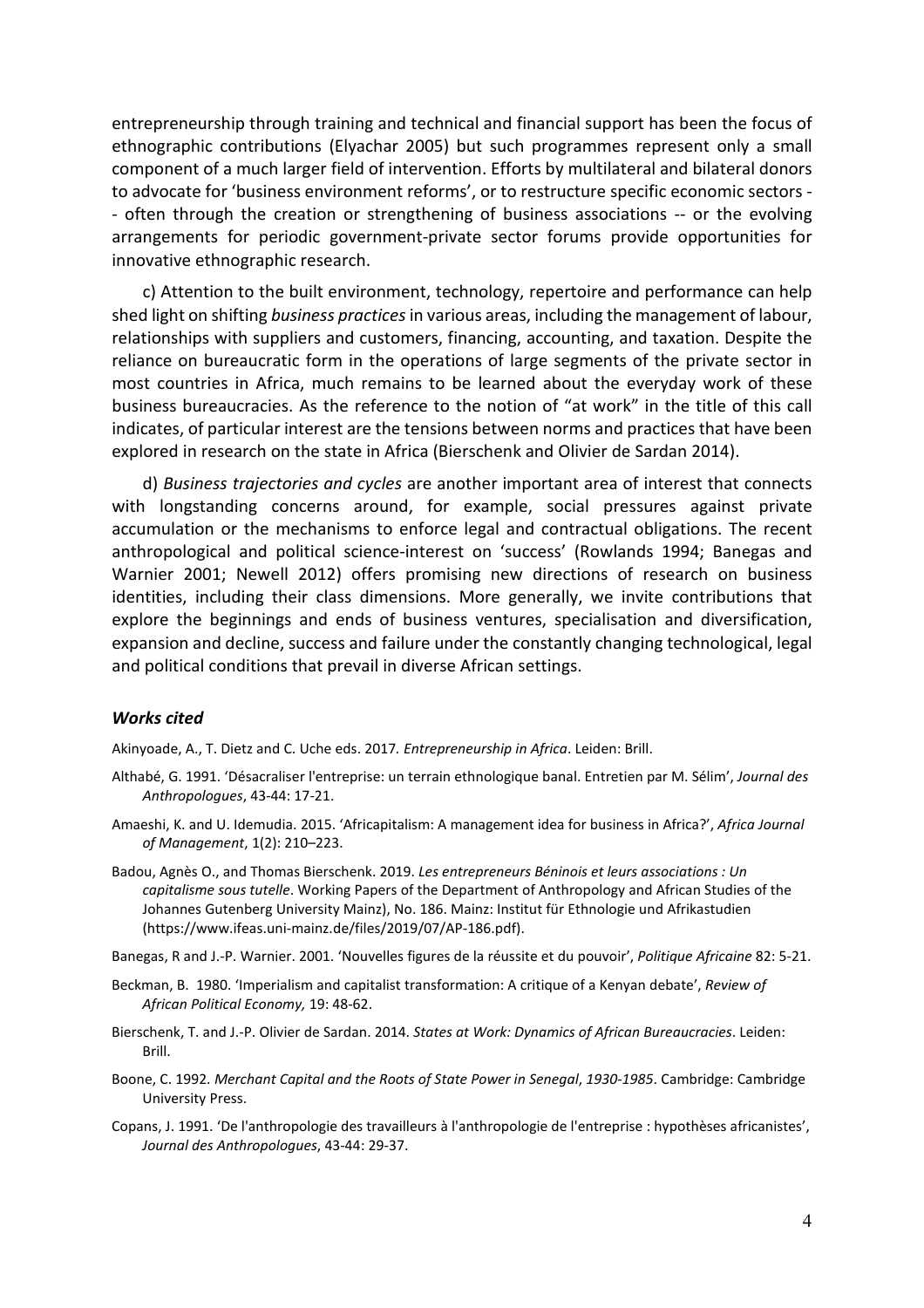entrepreneurship through training and technical and financial support has been the focus of ethnographic contributions (Elyachar 2005) but such programmes represent only a small component of a much larger field of intervention. Efforts by multilateral and bilateral donors to advocate for 'business environment reforms', or to restructure specific economic sectors -- often through the creation or strengthening of business associations -- or the evolving arrangements for periodic government-private sector forums provide opportunities for innovative ethnographic research.

c) Attention to the built environment, technology, repertoire and performance can help shed light on shifting *business practices* in various areas, including the management of labour, relationships with suppliers and customers, financing, accounting, and taxation. Despite the reliance on bureaucratic form in the operations of large segments of the private sector in most countries in Africa, much remains to be learned about the everyday work of these business bureaucracies. As the reference to the notion of "at work" in the title of this call indicates, of particular interest are the tensions between norms and practices that have been explored in research on the state in Africa (Bierschenk and Olivier de Sardan 2014).

d) *Business trajectories and cycles* are another important area of interest that connects with longstanding concerns around, for example, social pressures against private accumulation or the mechanisms to enforce legal and contractual obligations. The recent anthropological and political science-interest on 'success' (Rowlands 1994; Banegas and Warnier 2001; Newell 2012) offers promising new directions of research on business identities, including their class dimensions. More generally, we invite contributions that explore the beginnings and ends of business ventures, specialisation and diversification, expansion and decline, success and failure under the constantly changing technological, legal and political conditions that prevail in diverse African settings.

### *Works cited*

Akinyoade, A., T. Dietz and C. Uche eds. 2017. *Entrepreneurship in Africa*. Leiden: Brill.

Althabé, G. 1991. 'Désacraliser l'entreprise: un terrain ethnologique banal. Entretien par M. Sélim', *Journal des Anthropologues*, 43-44: 17-21.

Amaeshi, K. and U. Idemudia. 2015. 'Africapitalism: A management idea for business in Africa?', *Africa Journal of Management*, 1(2): 210–223.

Badou, Agnès O., and Thomas Bierschenk. 2019. *Les entrepreneurs Béninois et leurs associations : Un capitalisme sous tutelle*. Working Papers of the Department of Anthropology and African Studies of the Johannes Gutenberg University Mainz), No. 186. Mainz: Institut für Ethnologie und Afrikastudien (https://www.ifeas.uni-mainz.de/files/2019/07/AP-186.pdf).

Banegas, R and J.-P. Warnier. 2001. 'Nouvelles figures de la réussite et du pouvoir', *Politique Africaine* 82: 5-21.

Beckman, B. 1980. 'Imperialism and capitalist transformation: A critique of a Kenyan debate', *Review of African Political Economy,* 19: 48-62.

Bierschenk, T. and J.-P. Olivier de Sardan. 2014. *States at Work: Dynamics of African Bureaucracies*. Leiden: Brill.

Boone, C. 1992. *Merchant Capital and the Roots of State Power in Senegal*, *1930-1985*. Cambridge: Cambridge University Press.

Copans, J. 1991. 'De l'anthropologie des travailleurs à l'anthropologie de l'entreprise : hypothèses africanistes', *Journal des Anthropologues*, 43-44: 29-37.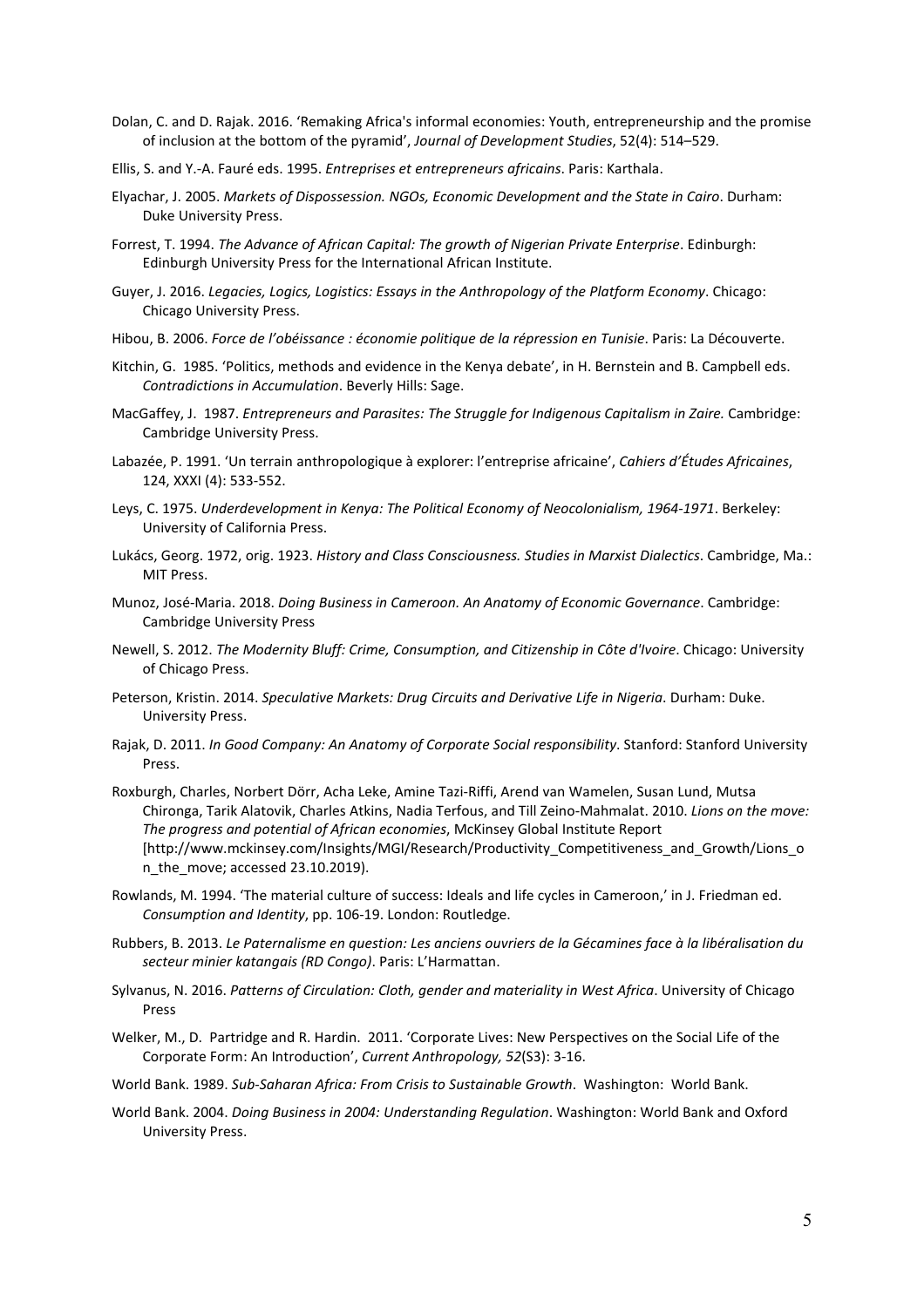Dolan, C. and D. Rajak. 2016. 'Remaking Africa's informal economies: Youth, entrepreneurship and the promise of inclusion at the bottom of the pyramid', *Journal of Development Studies*, 52(4): 514–529.

Ellis, S. and Y.-A. Fauré eds. 1995. *Entreprises et entrepreneurs africains*. Paris: Karthala.

Elyachar, J. 2005. *Markets of Dispossession. NGOs, Economic Development and the State in Cairo*. Durham: Duke University Press.

Forrest, T. 1994. *The Advance of African Capital: The growth of Nigerian Private Enterprise*. Edinburgh: Edinburgh University Press for the International African Institute.

Guyer, J. 2016. *Legacies, Logics, Logistics: Essays in the Anthropology of the Platform Economy*. Chicago: Chicago University Press.

Hibou, B. 2006. *Force de l'obéissance : économie politique de la répression en Tunisie*. Paris: La Découverte.

Kitchin, G. 1985. 'Politics, methods and evidence in the Kenya debate', in H. Bernstein and B. Campbell eds. *Contradictions in Accumulation*. Beverly Hills: Sage.

MacGaffey, J. 1987. *Entrepreneurs and Parasites: The Struggle for Indigenous Capitalism in Zaire.* Cambridge: Cambridge University Press.

Labazée, P. 1991. 'Un terrain anthropologique à explorer: l'entreprise africaine', *Cahiers d'Études Africaines*, 124, XXXI (4): 533-552.

Leys, C. 1975. *Underdevelopment in Kenya: The Political Economy of Neocolonialism, 1964-1971*. Berkeley: University of California Press.

Lukács, Georg. 1972, orig. 1923. *History and Class Consciousness. Studies in Marxist Dialectics*. Cambridge, Ma.: MIT Press.

Munoz, José-Maria. 2018. *Doing Business in Cameroon. An Anatomy of Economic Governance*. Cambridge: Cambridge University Press

Newell, S. 2012. *The Modernity Bluff: Crime, Consumption, and Citizenship in Côte d'Ivoire*. Chicago: University of Chicago Press.

Peterson, Kristin. 2014. *Speculative Markets: Drug Circuits and Derivative Life in Nigeria*. Durham: Duke. University Press.

Rajak, D. 2011. *In Good Company: An Anatomy of Corporate Social responsibility*. Stanford: Stanford University Press.

Roxburgh, Charles, Norbert Dörr, Acha Leke, Amine Tazi-Riffi, Arend van Wamelen, Susan Lund, Mutsa Chironga, Tarik Alatovik, Charles Atkins, Nadia Terfous, and Till Zeino-Mahmalat. 2010. *Lions on the move: The progress and potential of African economies*, McKinsey Global Institute Report [http://www.mckinsey.com/Insights/MGI/Research/Productivity_Competitiveness_and_Growth/Lions_on_the_move; accessed 23.10.2019).

Rowlands, M. 1994. 'The material culture of success: Ideals and life cycles in Cameroon,' in J. Friedman ed. *Consumption and Identity*, pp. 106-19. London: Routledge.

Rubbers, B. 2013. *Le Paternalisme en question: Les anciens ouvriers de la Gécamines face à la libéralisation du secteur minier katangais (RD Congo)*. Paris: L'Harmattan.

Sylvanus, N. 2016. *Patterns of Circulation: Cloth, gender and materiality in West Africa*. University of Chicago Press

Welker, M., D. Partridge and R. Hardin. 2011. 'Corporate Lives: New Perspectives on the Social Life of the Corporate Form: An Introduction', *Current Anthropology, 52*(S3): 3-16.

World Bank. 1989. *Sub-Saharan Africa: From Crisis to Sustainable Growth*. Washington: World Bank.

World Bank. 2004. *Doing Business in 2004: Understanding Regulation*. Washington: World Bank and Oxford University Press.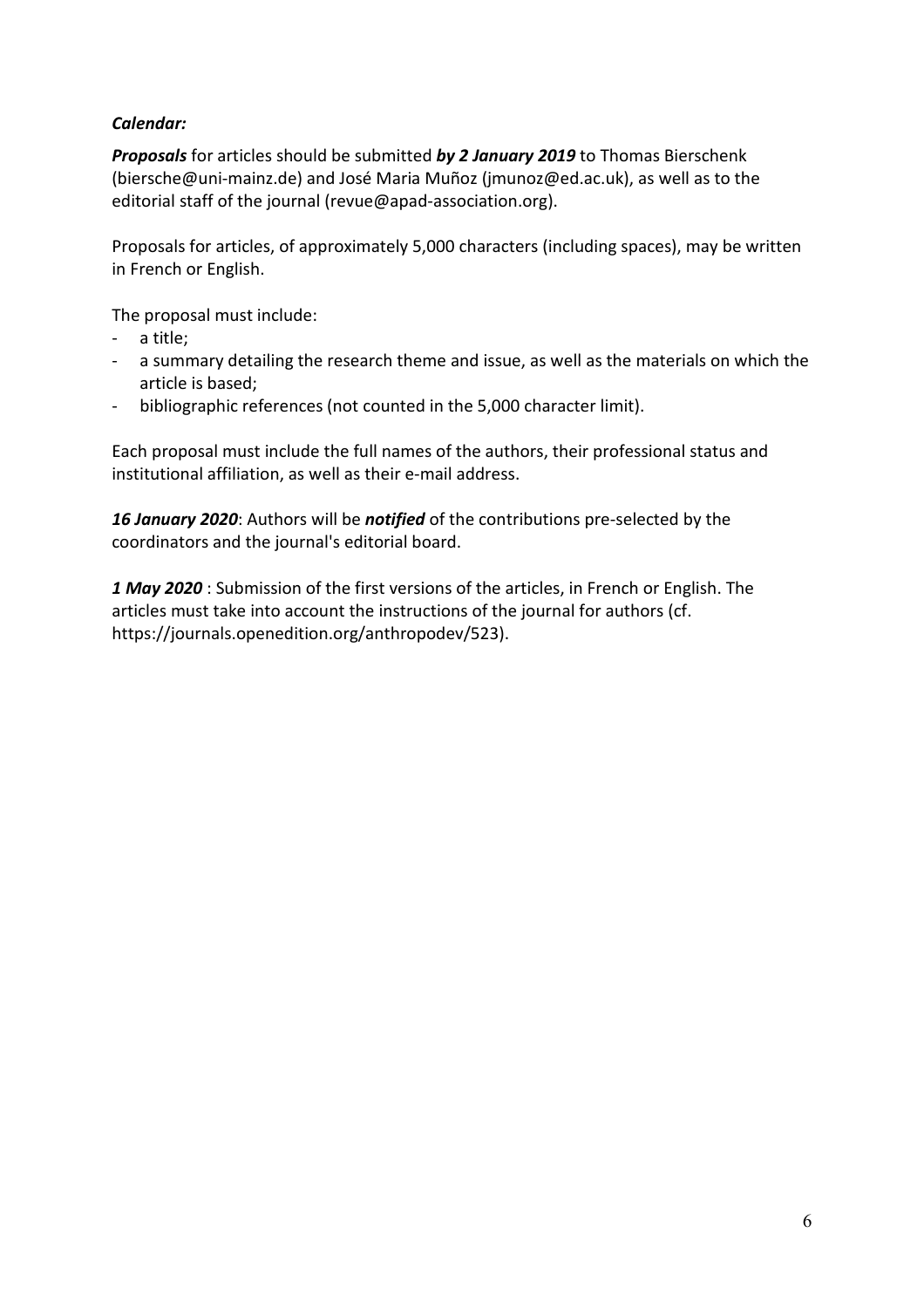***Calendar:***

***Proposals*** for articles should be submitted ***by 2 January 2019*** to Thomas Bierschenk (biersche@uni-mainz.de) and José Maria Muñoz (jmunoz@ed.ac.uk), as well as to the editorial staff of the journal (revue@apad-association.org).

Proposals for articles, of approximately 5,000 characters (including spaces), may be written in French or English.

The proposal must include:

- a title;
- a summary detailing the research theme and issue, as well as the materials on which the article is based;
- bibliographic references (not counted in the 5,000 character limit).

Each proposal must include the full names of the authors, their professional status and institutional affiliation, as well as their e-mail address.

***16 January 2020***: Authors will be ***notified*** of the contributions pre-selected by the coordinators and the journal's editorial board.

***1 May 2020*** : Submission of the first versions of the articles, in French or English. The articles must take into account the instructions of the journal for authors (cf. https://journals.openedition.org/anthropodev/523).